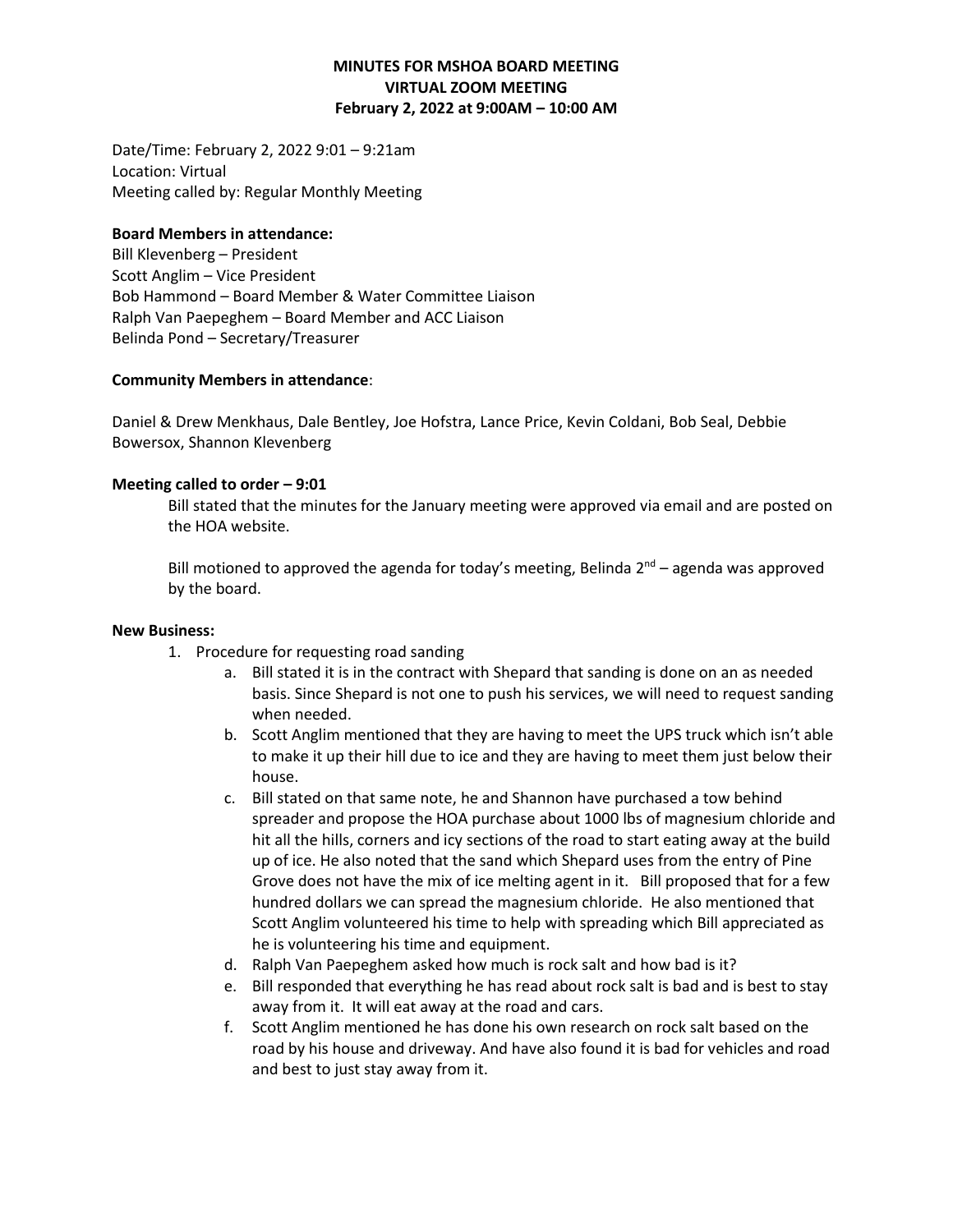# MINUTES FOR MSHOA BOARD MEETING
## VIRTUAL ZOOM MEETING
## February 2, 2022 at 9:00AM – 10:00 AM

Date/Time: February 2, 2022 9:01 – 9:21am
Location: Virtual
Meeting called by: Regular Monthly Meeting

**Board Members in attendance:**
Bill Klevenberg – President
Scott Anglim – Vice President
Bob Hammond – Board Member & Water Committee Liaison
Ralph Van Paepeghem – Board Member and ACC Liaison
Belinda Pond – Secretary/Treasurer

**Community Members in attendance**:

Daniel & Drew Menkhaus, Dale Bentley, Joe Hofstra, Lance Price, Kevin Coldani, Bob Seal, Debbie Bowersox, Shannon Klevenberg

**Meeting called to order – 9:01**

Bill stated that the minutes for the January meeting were approved via email and are posted on the HOA website.

Bill motioned to approved the agenda for today's meeting, Belinda 2nd – agenda was approved by the board.

**New Business:**

1. Procedure for requesting road sanding
   a. Bill stated it is in the contract with Shepard that sanding is done on an as needed basis. Since Shepard is not one to push his services, we will need to request sanding when needed.
   b. Scott Anglim mentioned that they are having to meet the UPS truck which isn't able to make it up their hill due to ice and they are having to meet them just below their house.
   c. Bill stated on that same note, he and Shannon have purchased a tow behind spreader and propose the HOA purchase about 1000 lbs of magnesium chloride and hit all the hills, corners and icy sections of the road to start eating away at the build up of ice. He also noted that the sand which Shepard uses from the entry of Pine Grove does not have the mix of ice melting agent in it. Bill proposed that for a few hundred dollars we can spread the magnesium chloride. He also mentioned that Scott Anglim volunteered his time to help with spreading which Bill appreciated as he is volunteering his time and equipment.
   d. Ralph Van Paepeghem asked how much is rock salt and how bad is it?
   e. Bill responded that everything he has read about rock salt is bad and is best to stay away from it. It will eat away at the road and cars.
   f. Scott Anglim mentioned he has done his own research on rock salt based on the road by his house and driveway. And have also found it is bad for vehicles and road and best to just stay away from it.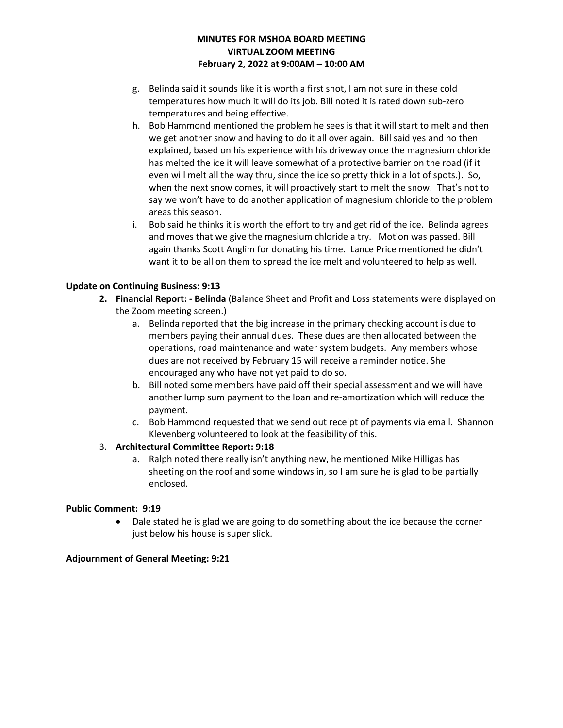**MINUTES FOR MSHOA BOARD MEETING**
**VIRTUAL ZOOM MEETING**
**February 2, 2022 at 9:00AM – 10:00 AM**

g. Belinda said it sounds like it is worth a first shot, I am not sure in these cold temperatures how much it will do its job. Bill noted it is rated down sub-zero temperatures and being effective.

h. Bob Hammond mentioned the problem he sees is that it will start to melt and then we get another snow and having to do it all over again. Bill said yes and no then explained, based on his experience with his driveway once the magnesium chloride has melted the ice it will leave somewhat of a protective barrier on the road (if it even will melt all the way thru, since the ice so pretty thick in a lot of spots.). So, when the next snow comes, it will proactively start to melt the snow. That's not to say we won't have to do another application of magnesium chloride to the problem areas this season.

i. Bob said he thinks it is worth the effort to try and get rid of the ice. Belinda agrees and moves that we give the magnesium chloride a try. Motion was passed. Bill again thanks Scott Anglim for donating his time. Lance Price mentioned he didn't want it to be all on them to spread the ice melt and volunteered to help as well.

**Update on Continuing Business: 9:13**

2. **Financial Report: - Belinda** (Balance Sheet and Profit and Loss statements were displayed on the Zoom meeting screen.)
   a. Belinda reported that the big increase in the primary checking account is due to members paying their annual dues. These dues are then allocated between the operations, road maintenance and water system budgets. Any members whose dues are not received by February 15 will receive a reminder notice. She encouraged any who have not yet paid to do so.
   b. Bill noted some members have paid off their special assessment and we will have another lump sum payment to the loan and re-amortization which will reduce the payment.
   c. Bob Hammond requested that we send out receipt of payments via email. Shannon Klevenberg volunteered to look at the feasibility of this.
3. **Architectural Committee Report: 9:18**
   a. Ralph noted there really isn't anything new, he mentioned Mike Hilligas has sheeting on the roof and some windows in, so I am sure he is glad to be partially enclosed.

**Public Comment: 9:19**

- Dale stated he is glad we are going to do something about the ice because the corner just below his house is super slick.

**Adjournment of General Meeting: 9:21**